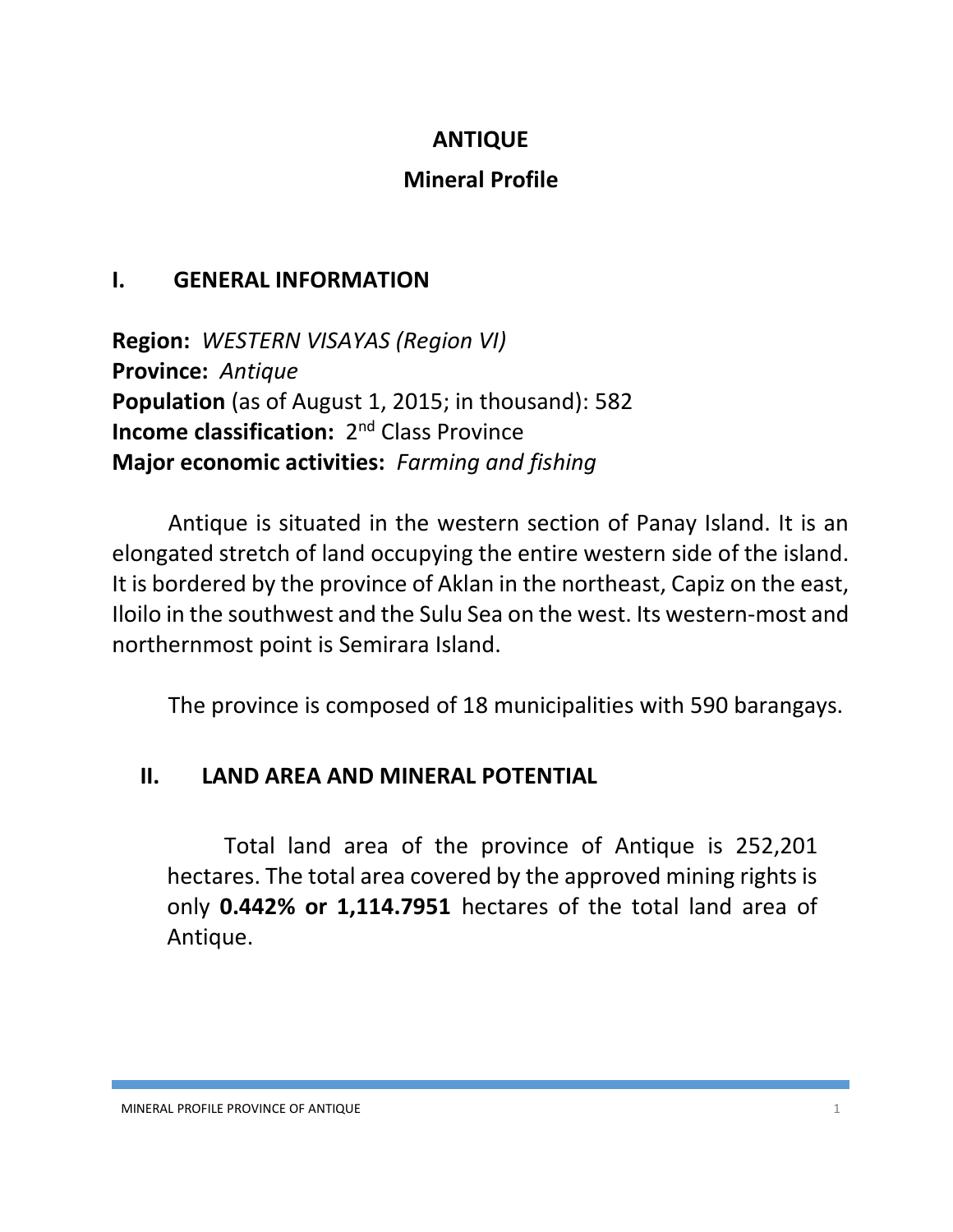# ANTIQUE

## Mineral Profile

## I. GENERAL INFORMATION

**Region:** *WESTERN VISAYAS (Region VI)*
**Province:** *Antique*
**Population** (as of August 1, 2015; in thousand): 582
**Income classification:** 2nd Class Province
**Major economic activities:** *Farming and fishing*

Antique is situated in the western section of Panay Island. It is an elongated stretch of land occupying the entire western side of the island. It is bordered by the province of Aklan in the northeast, Capiz on the east, Iloilo in the southwest and the Sulu Sea on the west. Its western-most and northernmost point is Semirara Island.

The province is composed of 18 municipalities with 590 barangays.

## II. LAND AREA AND MINERAL POTENTIAL

Total land area of the province of Antique is 252,201 hectares. The total area covered by the approved mining rights is only **0.442% or 1,114.7951** hectares of the total land area of Antique.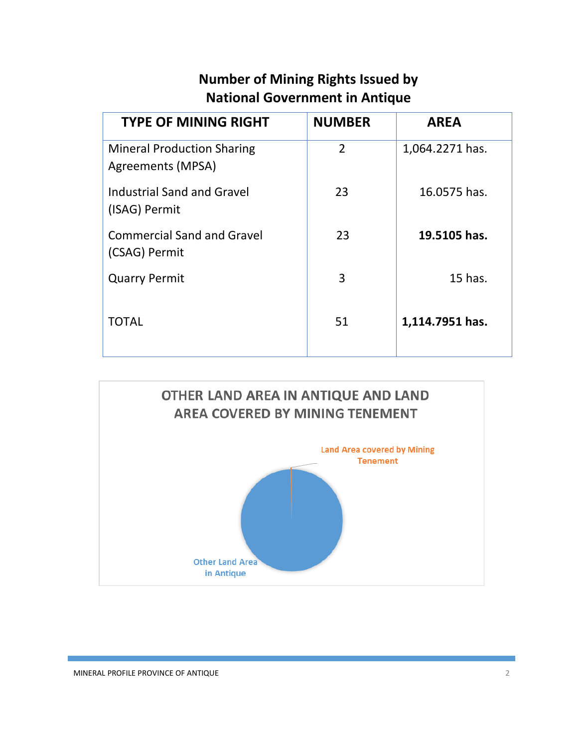## Number of Mining Rights Issued by National Government in Antique

| TYPE OF MINING RIGHT | NUMBER | AREA |
|---|---|---|
| Mineral Production Sharing Agreements (MPSA) | 2 | 1,064.2271 has. |
| Industrial Sand and Gravel (ISAG) Permit | 23 | 16.0575 has. |
| Commercial Sand and Gravel (CSAG) Permit | 23 | **19.5105 has.** |
| Quarry Permit | 3 | 15 has. |
| TOTAL | 51 | **1,114.7951 has.** |

OTHER LAND AREA IN ANTIQUE AND LAND AREA COVERED BY MINING TENEMENT

Land Area covered by Mining Tenement

Other Land Area in Antique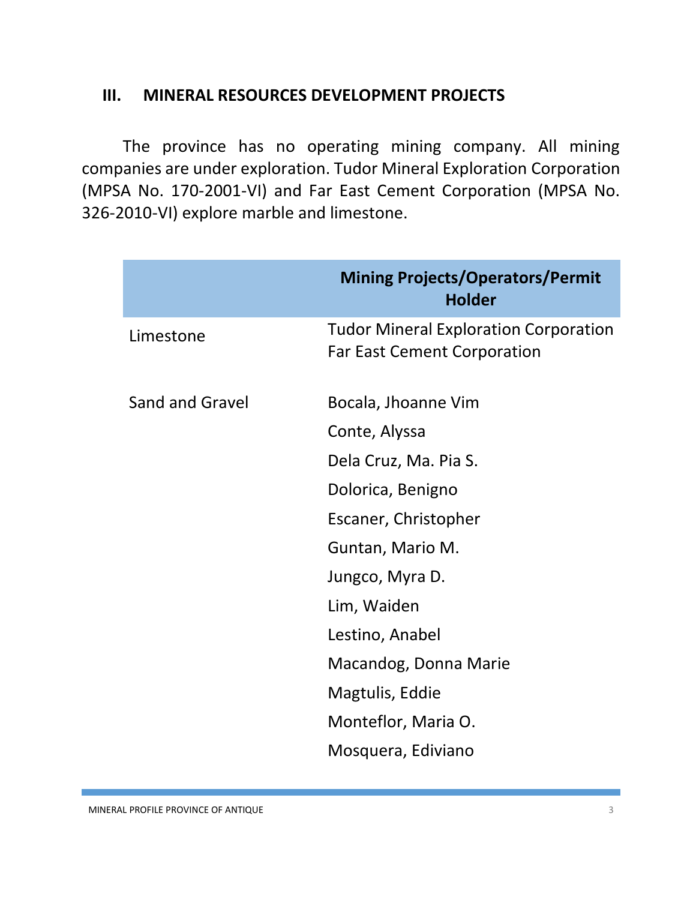## III. MINERAL RESOURCES DEVELOPMENT PROJECTS

The province has no operating mining company. All mining companies are under exploration. Tudor Mineral Exploration Corporation (MPSA No. 170-2001-VI) and Far East Cement Corporation (MPSA No. 326-2010-VI) explore marble and limestone.

| | **Mining Projects/Operators/Permit Holder** |
|---|---|
| Limestone | Tudor Mineral Exploration Corporation<br>Far East Cement Corporation |
| Sand and Gravel | Bocala, Jhoanne Vim |
| | Conte, Alyssa |
| | Dela Cruz, Ma. Pia S. |
| | Dolorica, Benigno |
| | Escaner, Christopher |
| | Guntan, Mario M. |
| | Jungco, Myra D. |
| | Lim, Waiden |
| | Lestino, Anabel |
| | Macandog, Donna Marie |
| | Magtulis, Eddie |
| | Monteflor, Maria O. |
| | Mosquera, Ediviano |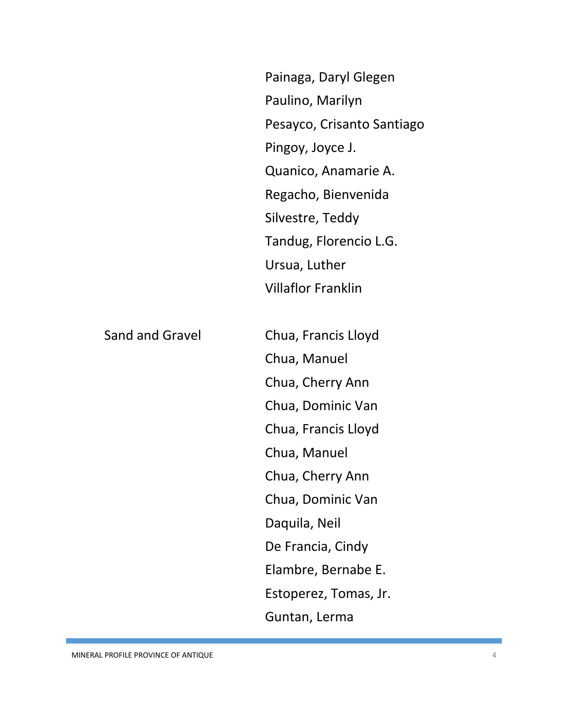| | |
|---|---|
| | Painaga, Daryl Glegen |
| | Paulino, Marilyn |
| | Pesayco, Crisanto Santiago |
| | Pingoy, Joyce J. |
| | Quanico, Anamarie A. |
| | Regacho, Bienvenida |
| | Silvestre, Teddy |
| | Tandug, Florencio L.G. |
| | Ursua, Luther |
| | Villaflor Franklin |
| Sand and Gravel | Chua, Francis Lloyd |
| | Chua, Manuel |
| | Chua, Cherry Ann |
| | Chua, Dominic Van |
| | Chua, Francis Lloyd |
| | Chua, Manuel |
| | Chua, Cherry Ann |
| | Chua, Dominic Van |
| | Daquila, Neil |
| | De Francia, Cindy |
| | Elambre, Bernabe E. |
| | Estoperez, Tomas, Jr. |
| | Guntan, Lerma |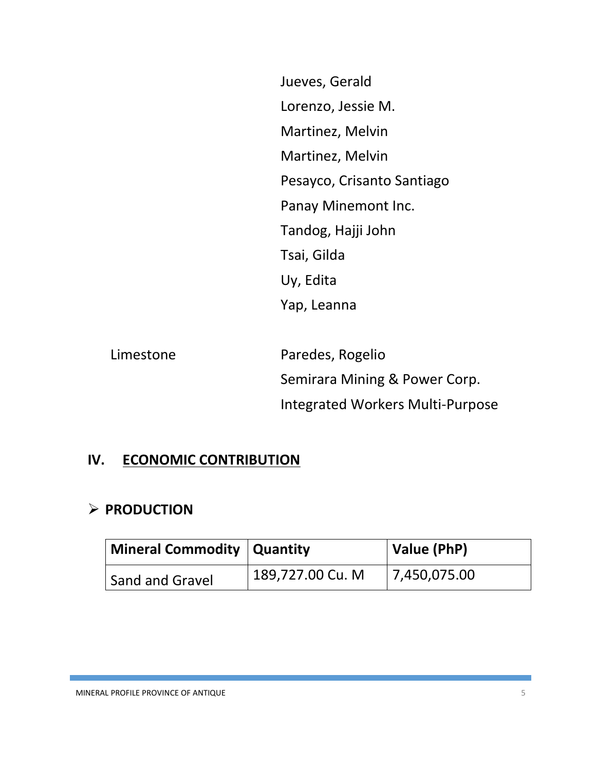Jueves, Gerald
Lorenzo, Jessie M.
Martinez, Melvin
Martinez, Melvin
Pesayco, Crisanto Santiago
Panay Minemont Inc.
Tandog, Hajji John
Tsai, Gilda
Uy, Edita
Yap, Leanna

Limestone

Paredes, Rogelio
Semirara Mining & Power Corp.
Integrated Workers Multi-Purpose

## IV. ECONOMIC CONTRIBUTION

### ➢ PRODUCTION

| Mineral Commodity | Quantity | Value (PhP) |
|---|---|---|
| Sand and Gravel | 189,727.00 Cu. M | 7,450,075.00 |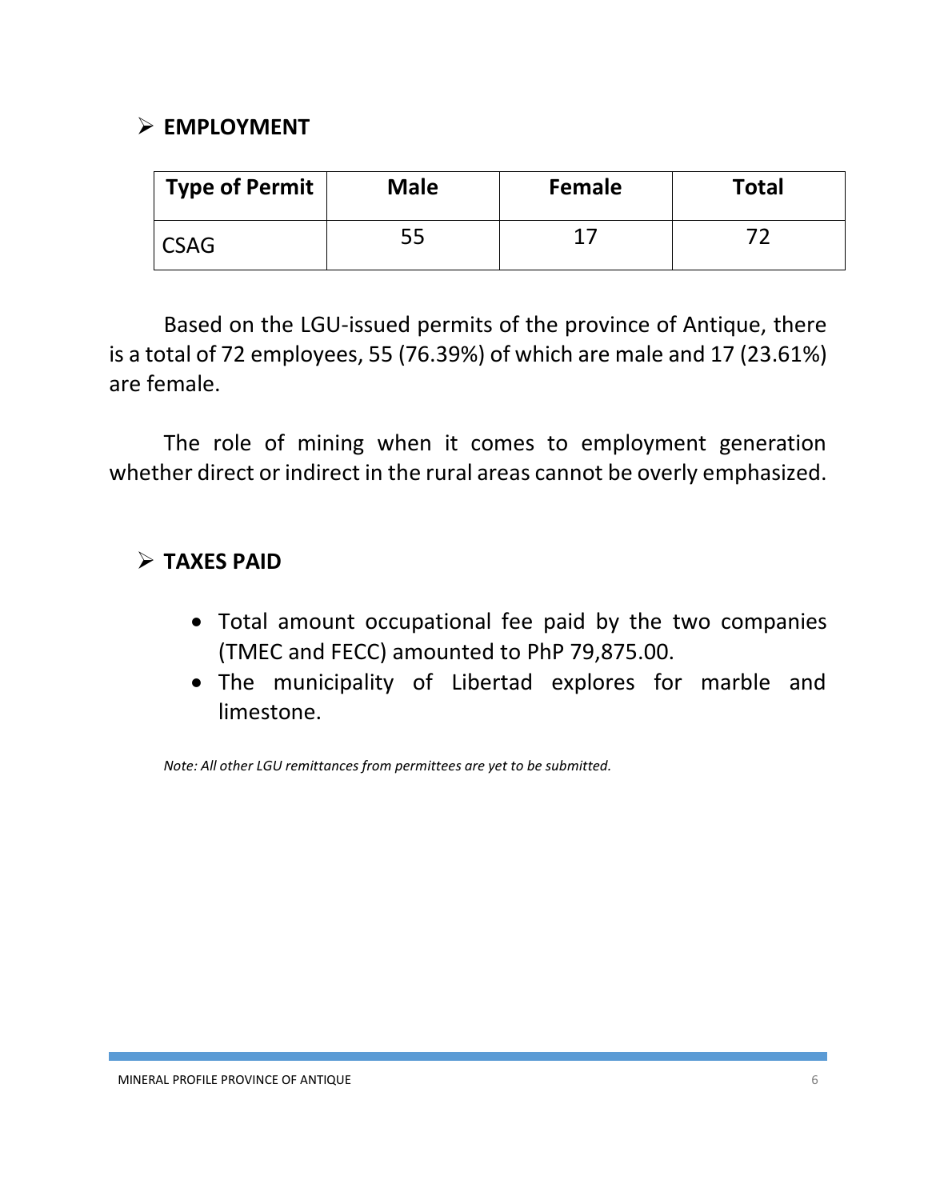## ➢ EMPLOYMENT

| Type of Permit | Male | Female | Total |
| --- | --- | --- | --- |
| CSAG | 55 | 17 | 72 |

Based on the LGU-issued permits of the province of Antique, there is a total of 72 employees, 55 (76.39%) of which are male and 17 (23.61%) are female.

The role of mining when it comes to employment generation whether direct or indirect in the rural areas cannot be overly emphasized.

## ➢ TAXES PAID

- Total amount occupational fee paid by the two companies (TMEC and FECC) amounted to PhP 79,875.00.
- The municipality of Libertad explores for marble and limestone.

*Note: All other LGU remittances from permittees are yet to be submitted.*